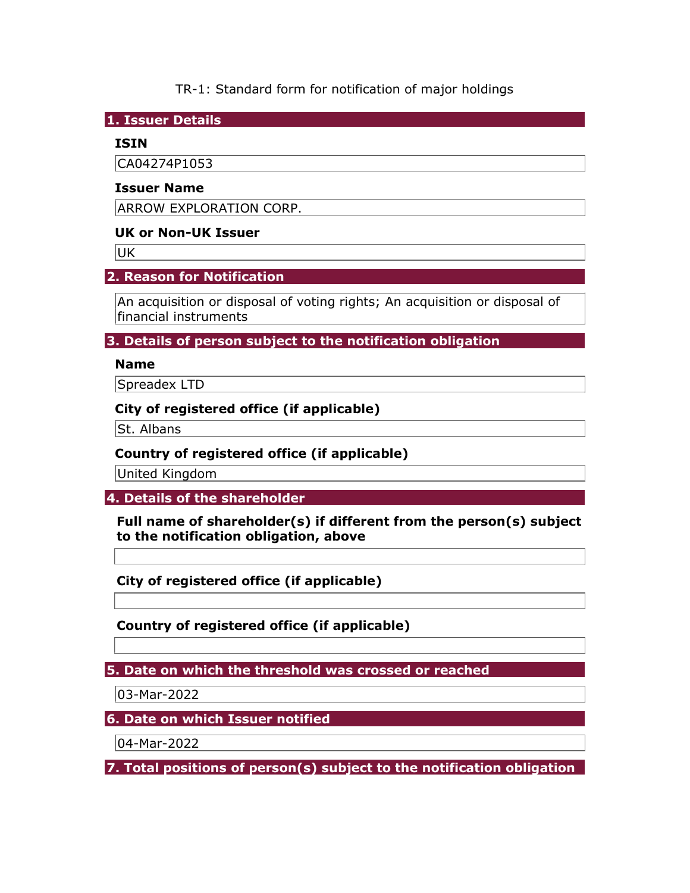TR-1: Standard form for notification of major holdings

## 1. Issuer Details

**ISIN**

CA04274P1053

**Issuer Name**

ARROW EXPLORATION CORP.

**UK or Non-UK Issuer**

UK

## 2. Reason for Notification

An acquisition or disposal of voting rights; An acquisition or disposal of financial instruments

## 3. Details of person subject to the notification obligation

**Name**

Spreadex LTD

**City of registered office (if applicable)**

St. Albans

**Country of registered office (if applicable)**

United Kingdom

## 4. Details of the shareholder

**Full name of shareholder(s) if different from the person(s) subject to the notification obligation, above**

**City of registered office (if applicable)**

**Country of registered office (if applicable)**

## 5. Date on which the threshold was crossed or reached

03-Mar-2022

## 6. Date on which Issuer notified

04-Mar-2022

## 7. Total positions of person(s) subject to the notification obligation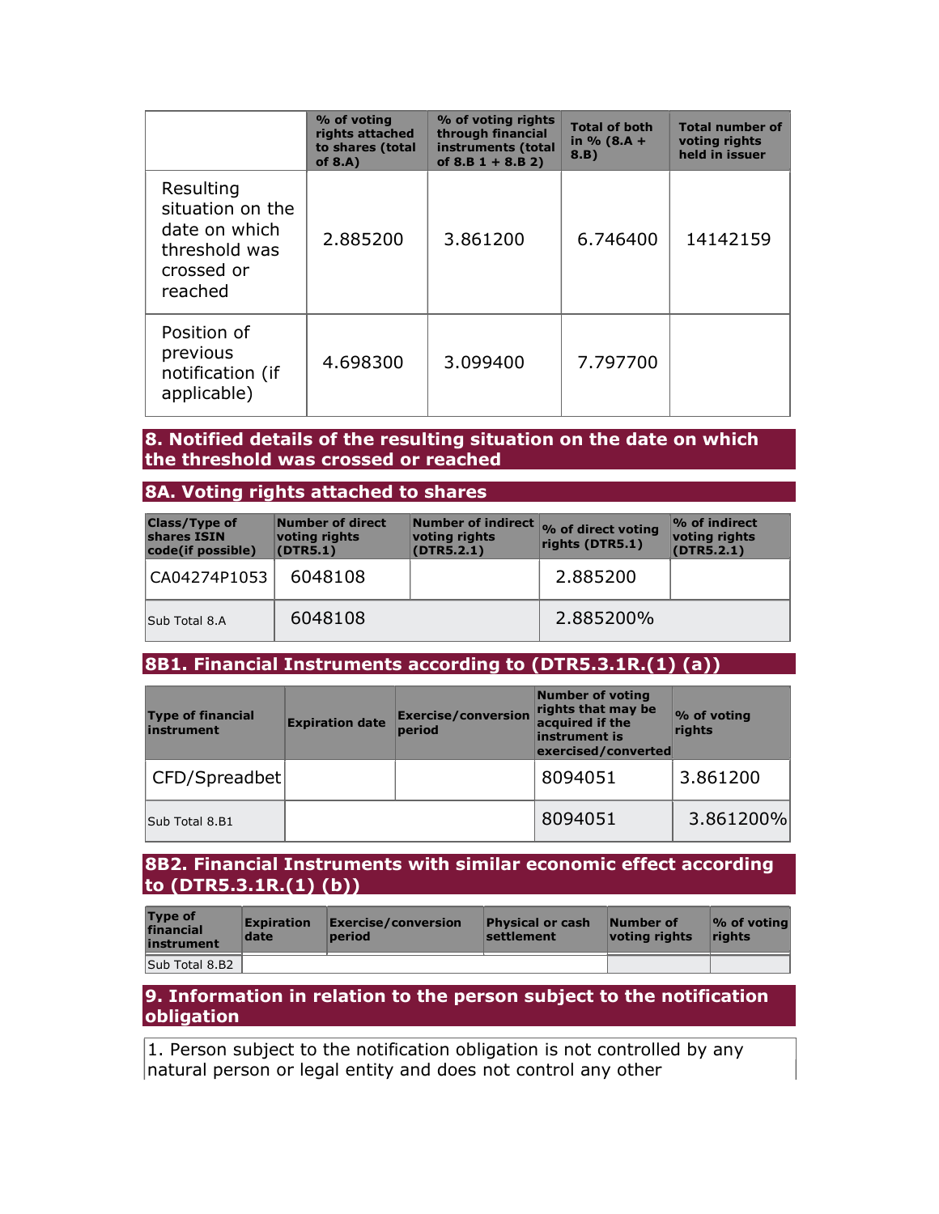| | % of voting rights attached to shares (total of 8.A) | % of voting rights through financial instruments (total of 8.B 1 + 8.B 2) | Total of both in % (8.A + 8.B) | Total number of voting rights held in issuer |
|---|---|---|---|---|
| Resulting situation on the date on which threshold was crossed or reached | 2.885200 | 3.861200 | 6.746400 | 14142159 |
| Position of previous notification (if applicable) | 4.698300 | 3.099400 | 7.797700 | |

## 8. Notified details of the resulting situation on the date on which the threshold was crossed or reached

### 8A. Voting rights attached to shares

| Class/Type of shares ISIN code(if possible) | Number of direct voting rights (DTR5.1) | Number of indirect voting rights (DTR5.2.1) | % of direct voting rights (DTR5.1) | % of indirect voting rights (DTR5.2.1) |
|---|---|---|---|---|
| CA04274P1053 | 6048108 | | 2.885200 | |
| Sub Total 8.A | 6048108 | | 2.885200% | |

### 8B1. Financial Instruments according to (DTR5.3.1R.(1) (a))

| Type of financial instrument | Expiration date | Exercise/conversion period | Number of voting rights that may be acquired if the instrument is exercised/converted | % of voting rights |
|---|---|---|---|---|
| CFD/Spreadbet | | | 8094051 | 3.861200 |
| Sub Total 8.B1 | | | 8094051 | 3.861200% |

### 8B2. Financial Instruments with similar economic effect according to (DTR5.3.1R.(1) (b))

| Type of financial instrument | Expiration date | Exercise/conversion period | Physical or cash settlement | Number of voting rights | % of voting rights |
|---|---|---|---|---|---|
| Sub Total 8.B2 | | | | | |

## 9. Information in relation to the person subject to the notification obligation

1. Person subject to the notification obligation is not controlled by any natural person or legal entity and does not control any other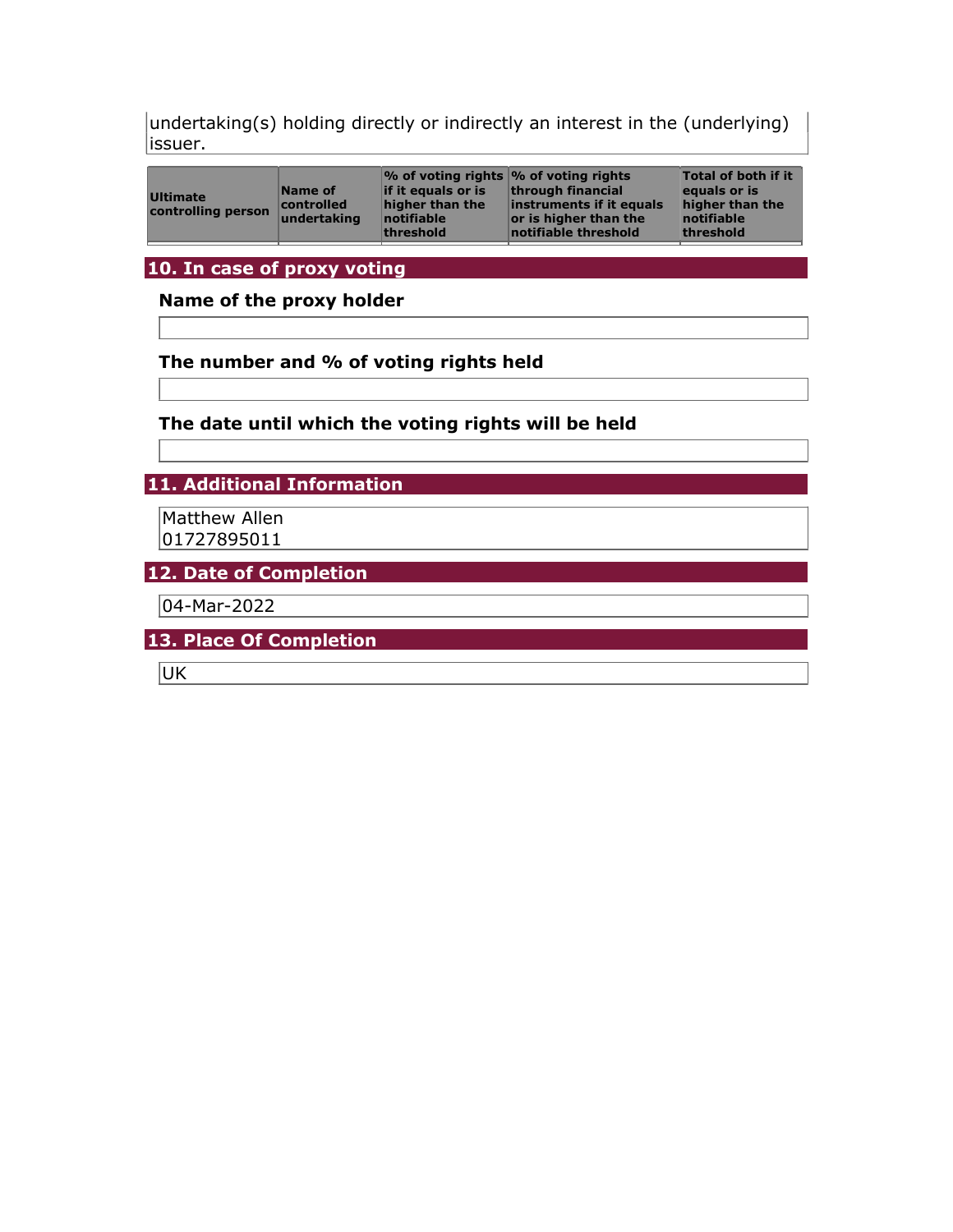undertaking(s) holding directly or indirectly an interest in the (underlying) issuer.

| Ultimate controlling person | Name of controlled undertaking | % of voting rights if it equals or is higher than the notifiable threshold | % of voting rights through financial instruments if it equals or is higher than the notifiable threshold | Total of both if it equals or is higher than the notifiable threshold |
|---|---|---|---|---|

## 10. In case of proxy voting

### Name of the proxy holder

### The number and % of voting rights held

### The date until which the voting rights will be held

## 11. Additional Information

Matthew Allen
01727895011

## 12. Date of Completion

04-Mar-2022

## 13. Place Of Completion

UK